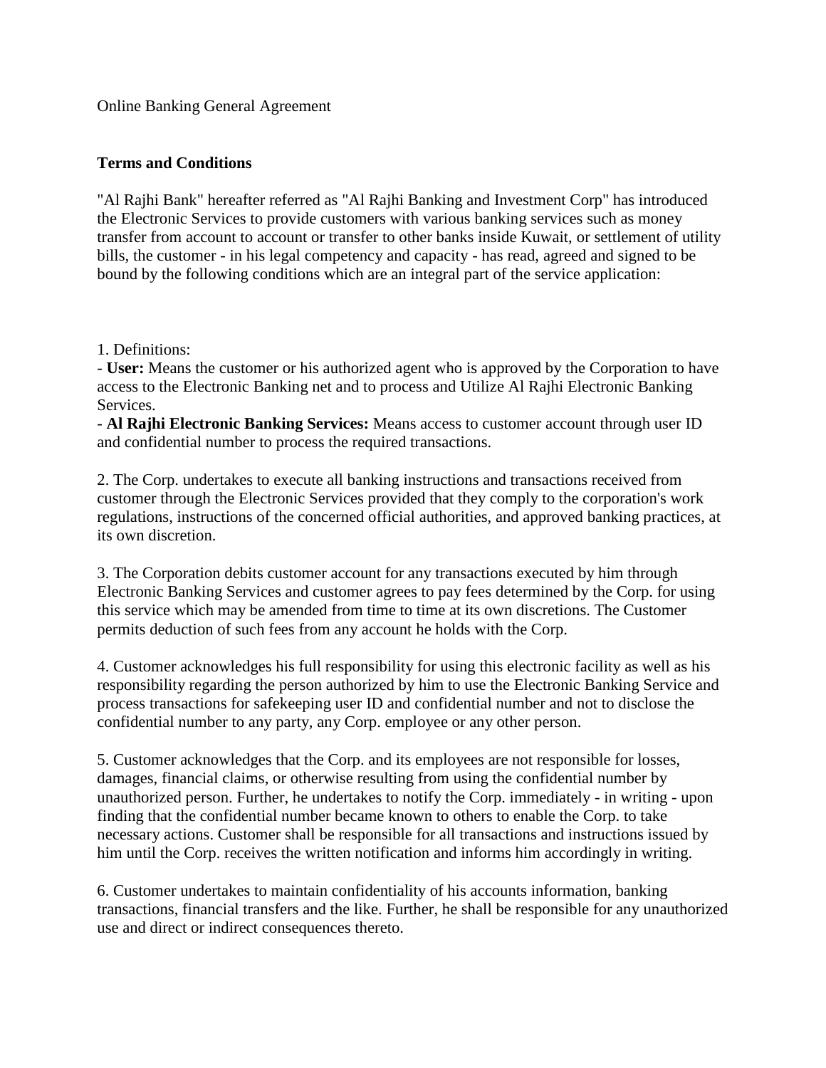Online Banking General Agreement

**Terms and Conditions**

"Al Rajhi Bank" hereafter referred as "Al Rajhi Banking and Investment Corp" has introduced the Electronic Services to provide customers with various banking services such as money transfer from account to account or transfer to other banks inside Kuwait, or settlement of utility bills, the customer - in his legal competency and capacity - has read, agreed and signed to be bound by the following conditions which are an integral part of the service application:

1. Definitions:
- **User:** Means the customer or his authorized agent who is approved by the Corporation to have access to the Electronic Banking net and to process and Utilize Al Rajhi Electronic Banking Services.
- **Al Rajhi Electronic Banking Services:** Means access to customer account through user ID and confidential number to process the required transactions.

2. The Corp. undertakes to execute all banking instructions and transactions received from customer through the Electronic Services provided that they comply to the corporation's work regulations, instructions of the concerned official authorities, and approved banking practices, at its own discretion.

3. The Corporation debits customer account for any transactions executed by him through Electronic Banking Services and customer agrees to pay fees determined by the Corp. for using this service which may be amended from time to time at its own discretions. The Customer permits deduction of such fees from any account he holds with the Corp.

4. Customer acknowledges his full responsibility for using this electronic facility as well as his responsibility regarding the person authorized by him to use the Electronic Banking Service and process transactions for safekeeping user ID and confidential number and not to disclose the confidential number to any party, any Corp. employee or any other person.

5. Customer acknowledges that the Corp. and its employees are not responsible for losses, damages, financial claims, or otherwise resulting from using the confidential number by unauthorized person. Further, he undertakes to notify the Corp. immediately - in writing - upon finding that the confidential number became known to others to enable the Corp. to take necessary actions. Customer shall be responsible for all transactions and instructions issued by him until the Corp. receives the written notification and informs him accordingly in writing.

6. Customer undertakes to maintain confidentiality of his accounts information, banking transactions, financial transfers and the like. Further, he shall be responsible for any unauthorized use and direct or indirect consequences thereto.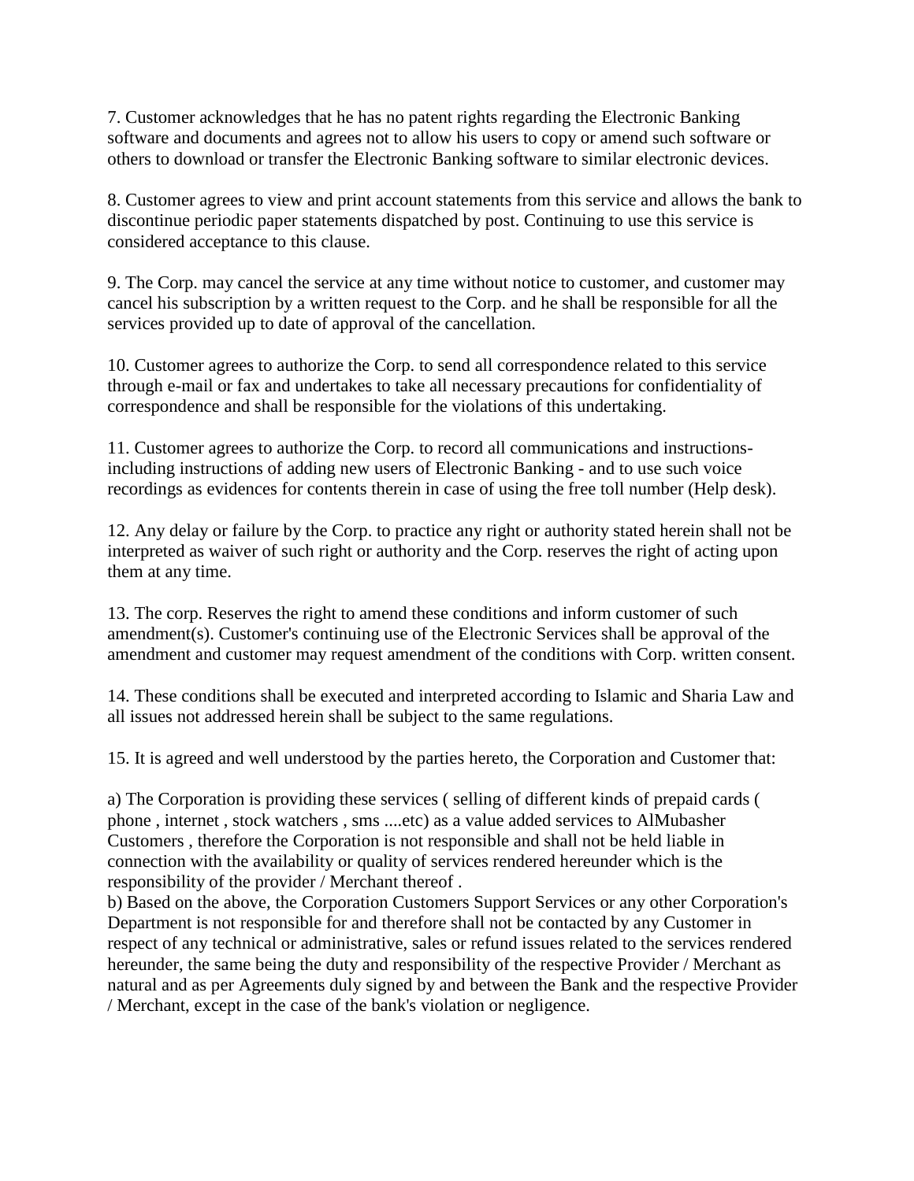7. Customer acknowledges that he has no patent rights regarding the Electronic Banking software and documents and agrees not to allow his users to copy or amend such software or others to download or transfer the Electronic Banking software to similar electronic devices.

8. Customer agrees to view and print account statements from this service and allows the bank to discontinue periodic paper statements dispatched by post. Continuing to use this service is considered acceptance to this clause.

9. The Corp. may cancel the service at any time without notice to customer, and customer may cancel his subscription by a written request to the Corp. and he shall be responsible for all the services provided up to date of approval of the cancellation.

10. Customer agrees to authorize the Corp. to send all correspondence related to this service through e-mail or fax and undertakes to take all necessary precautions for confidentiality of correspondence and shall be responsible for the violations of this undertaking.

11. Customer agrees to authorize the Corp. to record all communications and instructions- including instructions of adding new users of Electronic Banking - and to use such voice recordings as evidences for contents therein in case of using the free toll number (Help desk).

12. Any delay or failure by the Corp. to practice any right or authority stated herein shall not be interpreted as waiver of such right or authority and the Corp. reserves the right of acting upon them at any time.

13. The corp. Reserves the right to amend these conditions and inform customer of such amendment(s). Customer's continuing use of the Electronic Services shall be approval of the amendment and customer may request amendment of the conditions with Corp. written consent.

14. These conditions shall be executed and interpreted according to Islamic and Sharia Law and all issues not addressed herein shall be subject to the same regulations.

15. It is agreed and well understood by the parties hereto, the Corporation and Customer that:

a) The Corporation is providing these services ( selling of different kinds of prepaid cards ( phone , internet , stock watchers , sms ....etc) as a value added services to AlMubasher Customers , therefore the Corporation is not responsible and shall not be held liable in connection with the availability or quality of services rendered hereunder which is the responsibility of the provider / Merchant thereof .
b) Based on the above, the Corporation Customers Support Services or any other Corporation's Department is not responsible for and therefore shall not be contacted by any Customer in respect of any technical or administrative, sales or refund issues related to the services rendered hereunder, the same being the duty and responsibility of the respective Provider / Merchant as natural and as per Agreements duly signed by and between the Bank and the respective Provider / Merchant, except in the case of the bank's violation or negligence.